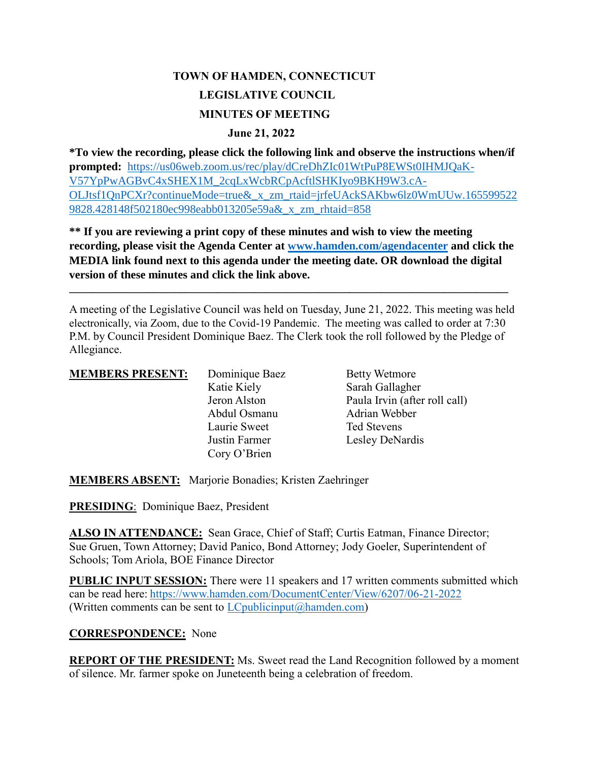# TOWN OF HAMDEN, CONNECTICUT
## LEGISLATIVE COUNCIL
## MINUTES OF MEETING
### June 21, 2022

**\*To view the recording, please click the following link and observe the instructions when/if prompted:** https://us06web.zoom.us/rec/play/dCreDhZIc01WtPuP8EWSt0IHMJQaK-V57YpPwAGBvC4xSHEX1M_2cqLxWcbRCpAcftlSHKIyo9BKH9W3.cA-OLJtsf1QnPCXr?continueMode=true&_x_zm_rtaid=jrfeUAckSAKbw6lz0WmUUw.1655995229828.428148f502180ec998eabb013205e59a&_x_zm_rhtaid=858

**\*\* If you are reviewing a print copy of these minutes and wish to view the meeting recording, please visit the Agenda Center at www.hamden.com/agendacenter and click the MEDIA link found next to this agenda under the meeting date. OR download the digital version of these minutes and click the link above.**

---

A meeting of the Legislative Council was held on Tuesday, June 21, 2022. This meeting was held electronically, via Zoom, due to the Covid-19 Pandemic. The meeting was called to order at 7:30 P.M. by Council President Dominique Baez. The Clerk took the roll followed by the Pledge of Allegiance.

**MEMBERS PRESENT:**

- Dominique Baez
- Katie Kiely
- Jeron Alston
- Abdul Osmanu
- Laurie Sweet
- Justin Farmer
- Cory O'Brien
- Betty Wetmore
- Sarah Gallagher
- Paula Irvin (after roll call)
- Adrian Webber
- Ted Stevens
- Lesley DeNardis

**MEMBERS ABSENT:** Marjorie Bonadies; Kristen Zaehringer

**PRESIDING**: Dominique Baez, President

**ALSO IN ATTENDANCE:** Sean Grace, Chief of Staff; Curtis Eatman, Finance Director; Sue Gruen, Town Attorney; David Panico, Bond Attorney; Jody Goeler, Superintendent of Schools; Tom Ariola, BOE Finance Director

**PUBLIC INPUT SESSION:** There were 11 speakers and 17 written comments submitted which can be read here: https://www.hamden.com/DocumentCenter/View/6207/06-21-2022 (Written comments can be sent to LCpublicinput@hamden.com)

**CORRESPONDENCE:** None

**REPORT OF THE PRESIDENT:** Ms. Sweet read the Land Recognition followed by a moment of silence. Mr. farmer spoke on Juneteenth being a celebration of freedom.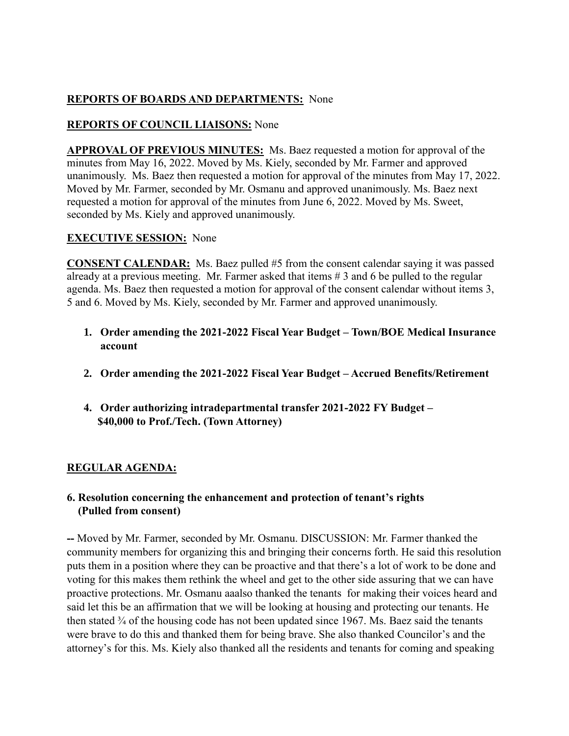**REPORTS OF BOARDS AND DEPARTMENTS:** None

**REPORTS OF COUNCIL LIAISONS:** None

**APPROVAL OF PREVIOUS MINUTES:** Ms. Baez requested a motion for approval of the minutes from May 16, 2022. Moved by Ms. Kiely, seconded by Mr. Farmer and approved unanimously. Ms. Baez then requested a motion for approval of the minutes from May 17, 2022. Moved by Mr. Farmer, seconded by Mr. Osmanu and approved unanimously. Ms. Baez next requested a motion for approval of the minutes from June 6, 2022. Moved by Ms. Sweet, seconded by Ms. Kiely and approved unanimously.

**EXECUTIVE SESSION:** None

**CONSENT CALENDAR:** Ms. Baez pulled #5 from the consent calendar saying it was passed already at a previous meeting. Mr. Farmer asked that items # 3 and 6 be pulled to the regular agenda. Ms. Baez then requested a motion for approval of the consent calendar without items 3, 5 and 6. Moved by Ms. Kiely, seconded by Mr. Farmer and approved unanimously.

1. **Order amending the 2021-2022 Fiscal Year Budget – Town/BOE Medical Insurance account**

2. **Order amending the 2021-2022 Fiscal Year Budget – Accrued Benefits/Retirement**

4. **Order authorizing intradepartmental transfer 2021-2022 FY Budget – $40,000 to Prof./Tech. (Town Attorney)**

**REGULAR AGENDA:**

**6. Resolution concerning the enhancement and protection of tenant's rights (Pulled from consent)**

**--** Moved by Mr. Farmer, seconded by Mr. Osmanu. DISCUSSION: Mr. Farmer thanked the community members for organizing this and bringing their concerns forth. He said this resolution puts them in a position where they can be proactive and that there's a lot of work to be done and voting for this makes them rethink the wheel and get to the other side assuring that we can have proactive protections. Mr. Osmanu aaalso thanked the tenants for making their voices heard and said let this be an affirmation that we will be looking at housing and protecting our tenants. He then stated ¾ of the housing code has not been updated since 1967. Ms. Baez said the tenants were brave to do this and thanked them for being brave. She also thanked Councilor's and the attorney's for this. Ms. Kiely also thanked all the residents and tenants for coming and speaking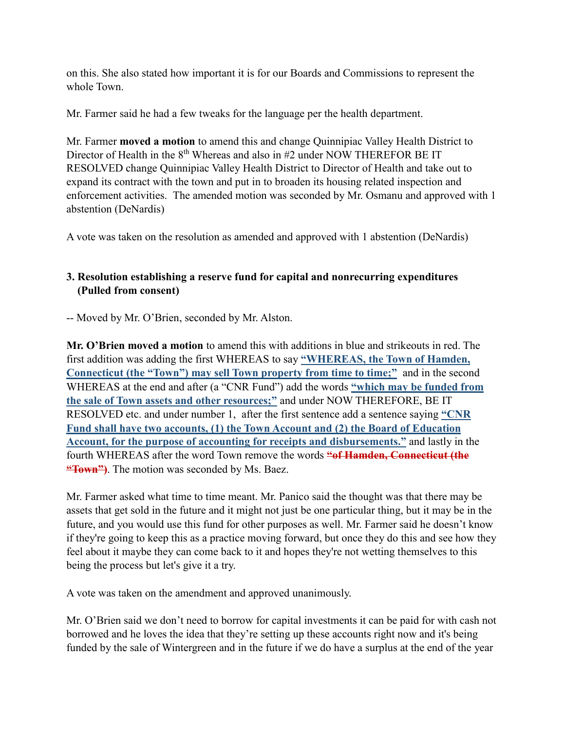on this. She also stated how important it is for our Boards and Commissions to represent the whole Town.

Mr. Farmer said he had a few tweaks for the language per the health department.

Mr. Farmer **moved a motion** to amend this and change Quinnipiac Valley Health District to Director of Health in the 8th Whereas and also in #2 under NOW THEREFOR BE IT RESOLVED change Quinnipiac Valley Health District to Director of Health and take out to expand its contract with the town and put in to broaden its housing related inspection and enforcement activities. The amended motion was seconded by Mr. Osmanu and approved with 1 abstention (DeNardis)

A vote was taken on the resolution as amended and approved with 1 abstention (DeNardis)

### 3. Resolution establishing a reserve fund for capital and nonrecurring expenditures (Pulled from consent)

-- Moved by Mr. O'Brien, seconded by Mr. Alston.

**Mr. O'Brien moved a motion** to amend this with additions in blue and strikeouts in red. The first addition was adding the first WHEREAS to say **"WHEREAS, the Town of Hamden, Connecticut (the "Town") may sell Town property from time to time;"** and in the second WHEREAS at the end and after (a "CNR Fund") add the words **"which may be funded from the sale of Town assets and other resources;"** and under NOW THEREFORE, BE IT RESOLVED etc. and under number 1, after the first sentence add a sentence saying **"CNR Fund shall have two accounts, (1) the Town Account and (2) the Board of Education Account, for the purpose of accounting for receipts and disbursements."** and lastly in the fourth WHEREAS after the word Town remove the words ~~**"of Hamden, Connecticut (the "Town")**~~. The motion was seconded by Ms. Baez.

Mr. Farmer asked what time to time meant. Mr. Panico said the thought was that there may be assets that get sold in the future and it might not just be one particular thing, but it may be in the future, and you would use this fund for other purposes as well. Mr. Farmer said he doesn't know if they're going to keep this as a practice moving forward, but once they do this and see how they feel about it maybe they can come back to it and hopes they're not wetting themselves to this being the process but let's give it a try.

A vote was taken on the amendment and approved unanimously.

Mr. O'Brien said we don't need to borrow for capital investments it can be paid for with cash not borrowed and he loves the idea that they're setting up these accounts right now and it's being funded by the sale of Wintergreen and in the future if we do have a surplus at the end of the year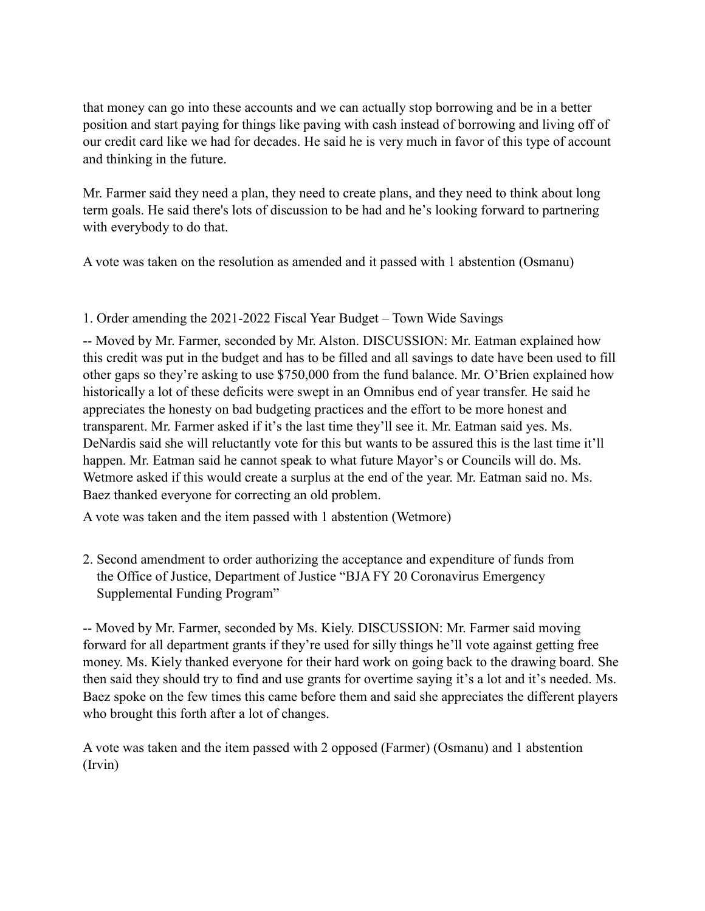that money can go into these accounts and we can actually stop borrowing and be in a better position and start paying for things like paving with cash instead of borrowing and living off of our credit card like we had for decades. He said he is very much in favor of this type of account and thinking in the future.

Mr. Farmer said they need a plan, they need to create plans, and they need to think about long term goals. He said there's lots of discussion to be had and he's looking forward to partnering with everybody to do that.

A vote was taken on the resolution as amended and it passed with 1 abstention (Osmanu)

1. Order amending the 2021-2022 Fiscal Year Budget – Town Wide Savings

-- Moved by Mr. Farmer, seconded by Mr. Alston. DISCUSSION: Mr. Eatman explained how this credit was put in the budget and has to be filled and all savings to date have been used to fill other gaps so they're asking to use $750,000 from the fund balance. Mr. O'Brien explained how historically a lot of these deficits were swept in an Omnibus end of year transfer. He said he appreciates the honesty on bad budgeting practices and the effort to be more honest and transparent. Mr. Farmer asked if it's the last time they'll see it. Mr. Eatman said yes. Ms. DeNardis said she will reluctantly vote for this but wants to be assured this is the last time it'll happen. Mr. Eatman said he cannot speak to what future Mayor's or Councils will do. Ms. Wetmore asked if this would create a surplus at the end of the year. Mr. Eatman said no. Ms. Baez thanked everyone for correcting an old problem.

A vote was taken and the item passed with 1 abstention (Wetmore)

2. Second amendment to order authorizing the acceptance and expenditure of funds from the Office of Justice, Department of Justice "BJA FY 20 Coronavirus Emergency Supplemental Funding Program"

-- Moved by Mr. Farmer, seconded by Ms. Kiely. DISCUSSION: Mr. Farmer said moving forward for all department grants if they're used for silly things he'll vote against getting free money. Ms. Kiely thanked everyone for their hard work on going back to the drawing board. She then said they should try to find and use grants for overtime saying it's a lot and it's needed. Ms. Baez spoke on the few times this came before them and said she appreciates the different players who brought this forth after a lot of changes.

A vote was taken and the item passed with 2 opposed (Farmer) (Osmanu) and 1 abstention (Irvin)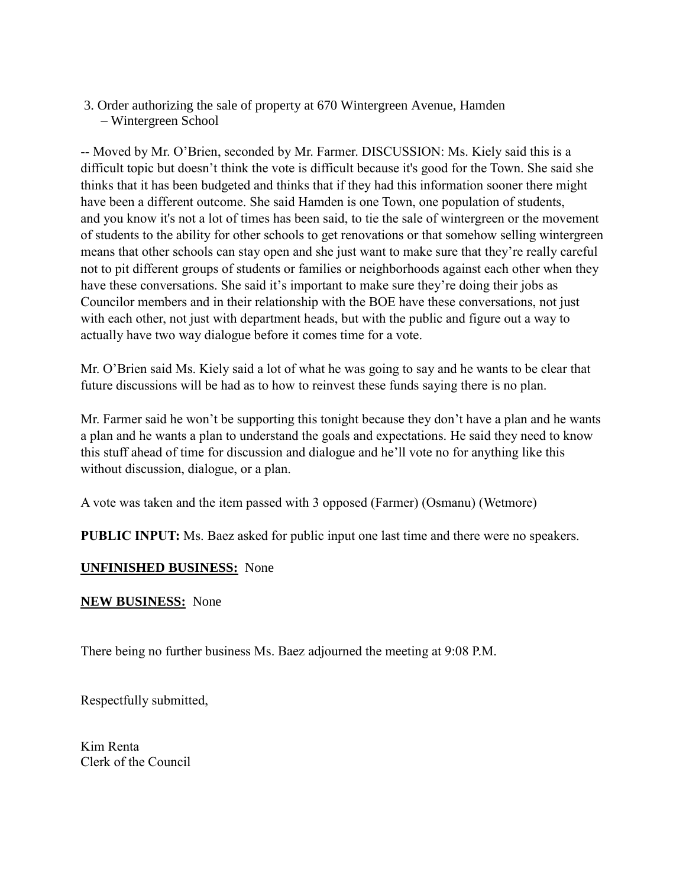3. Order authorizing the sale of property at 670 Wintergreen Avenue, Hamden – Wintergreen School

-- Moved by Mr. O'Brien, seconded by Mr. Farmer. DISCUSSION: Ms. Kiely said this is a difficult topic but doesn't think the vote is difficult because it's good for the Town. She said she thinks that it has been budgeted and thinks that if they had this information sooner there might have been a different outcome. She said Hamden is one Town, one population of students, and you know it's not a lot of times has been said, to tie the sale of wintergreen or the movement of students to the ability for other schools to get renovations or that somehow selling wintergreen means that other schools can stay open and she just want to make sure that they're really careful not to pit different groups of students or families or neighborhoods against each other when they have these conversations. She said it's important to make sure they're doing their jobs as Councilor members and in their relationship with the BOE have these conversations, not just with each other, not just with department heads, but with the public and figure out a way to actually have two way dialogue before it comes time for a vote.

Mr. O'Brien said Ms. Kiely said a lot of what he was going to say and he wants to be clear that future discussions will be had as to how to reinvest these funds saying there is no plan.

Mr. Farmer said he won't be supporting this tonight because they don't have a plan and he wants a plan and he wants a plan to understand the goals and expectations. He said they need to know this stuff ahead of time for discussion and dialogue and he'll vote no for anything like this without discussion, dialogue, or a plan.

A vote was taken and the item passed with 3 opposed (Farmer) (Osmanu) (Wetmore)

**PUBLIC INPUT:** Ms. Baez asked for public input one last time and there were no speakers.

**UNFINISHED BUSINESS:** None

**NEW BUSINESS:** None

There being no further business Ms. Baez adjourned the meeting at 9:08 P.M.

Respectfully submitted,

Kim Renta
Clerk of the Council